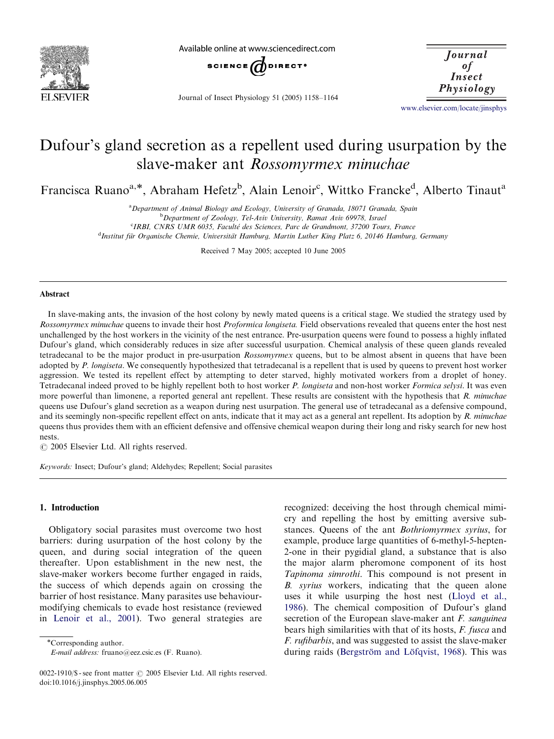# Dufour's gland secretion as a repellent used during usurpation by the slave-maker ant *Rossomyrmex minuchae*

Francisca Ruano[a,*], Abraham Hefetz[b], Alain Lenoir[c], Wittko Francke[d], Alberto Tinaut[a]

[a]Department of Animal Biology and Ecology, University of Granada, 18071 Granada, Spain

[b]Department of Zoology, Tel-Aviv University, Ramat Aviv 69978, Israel

[c]IRBI, CNRS UMR 6035, Faculté des Sciences, Parc de Grandmont, 37200 Tours, France

[d]Institut für Organische Chemie, Universität Hamburg, Martin Luther King Platz 6, 20146 Hamburg, Germany

Received 7 May 2005; accepted 10 June 2005

## Abstract

In slave-making ants, the invasion of the host colony by newly mated queens is a critical stage. We studied the strategy used by *Rossomyrmex minuchae* queens to invade their host *Proformica longiseta.* Field observations revealed that queens enter the host nest unchallenged by the host workers in the vicinity of the nest entrance. Pre-usurpation queens were found to possess a highly inflated Dufour's gland, which considerably reduces in size after successful usurpation. Chemical analysis of these queen glands revealed tetradecanal to be the major product in pre-usurpation *Rossomyrmex* queens, but to be almost absent in queens that have been adopted by *P. longiseta*. We consequently hypothesized that tetradecanal is a repellent that is used by queens to prevent host worker aggression. We tested its repellent effect by attempting to deter starved, highly motivated workers from a droplet of honey. Tetradecanal indeed proved to be highly repellent both to host worker *P. longiseta* and non-host worker *Formica selysi*. It was even more powerful than limonene, a reported general ant repellent. These results are consistent with the hypothesis that *R. minuchae* queens use Dufour's gland secretion as a weapon during nest usurpation. The general use of tetradecanal as a defensive compound, and its seemingly non-specific repellent effect on ants, indicate that it may act as a general ant repellent. Its adoption by *R. minuchae* queens thus provides them with an efficient defensive and offensive chemical weapon during their long and risky search for new host nests.

© 2005 Elsevier Ltd. All rights reserved.

*Keywords:* Insect; Dufour's gland; Aldehydes; Repellent; Social parasites

## 1. Introduction

Obligatory social parasites must overcome two host barriers: during usurpation of the host colony by the queen, and during social integration of the queen thereafter. Upon establishment in the new nest, the slave-maker workers become further engaged in raids, the success of which depends again on crossing the barrier of host resistance. Many parasites use behaviour-modifying chemicals to evade host resistance (reviewed in Lenoir et al., 2001). Two general strategies are recognized: deceiving the host through chemical mimicry and repelling the host by emitting aversive substances. Queens of the ant *Bothriomyrmex syrius*, for example, produce large quantities of 6-methyl-5-hepten-2-one in their pygidial gland, a substance that is also the major alarm pheromone component of its host *Tapinoma simrothi*. This compound is not present in *B. syrius* workers, indicating that the queen alone uses it while usurping the host nest (Lloyd et al., 1986). The chemical composition of Dufour's gland secretion of the European slave-maker ant *F. sanguinea* bears high similarities with that of its hosts, *F. fusca* and *F. rufibarbis*, and was suggested to assist the slave-maker during raids (Bergström and Löfqvist, 1968). This was

*Corresponding author.
E-mail address: fruano@eez.csic.es (F. Ruano).

0022-1910/$ - see front matter © 2005 Elsevier Ltd. All rights reserved.
doi:10.1016/j.jinsphys.2005.06.005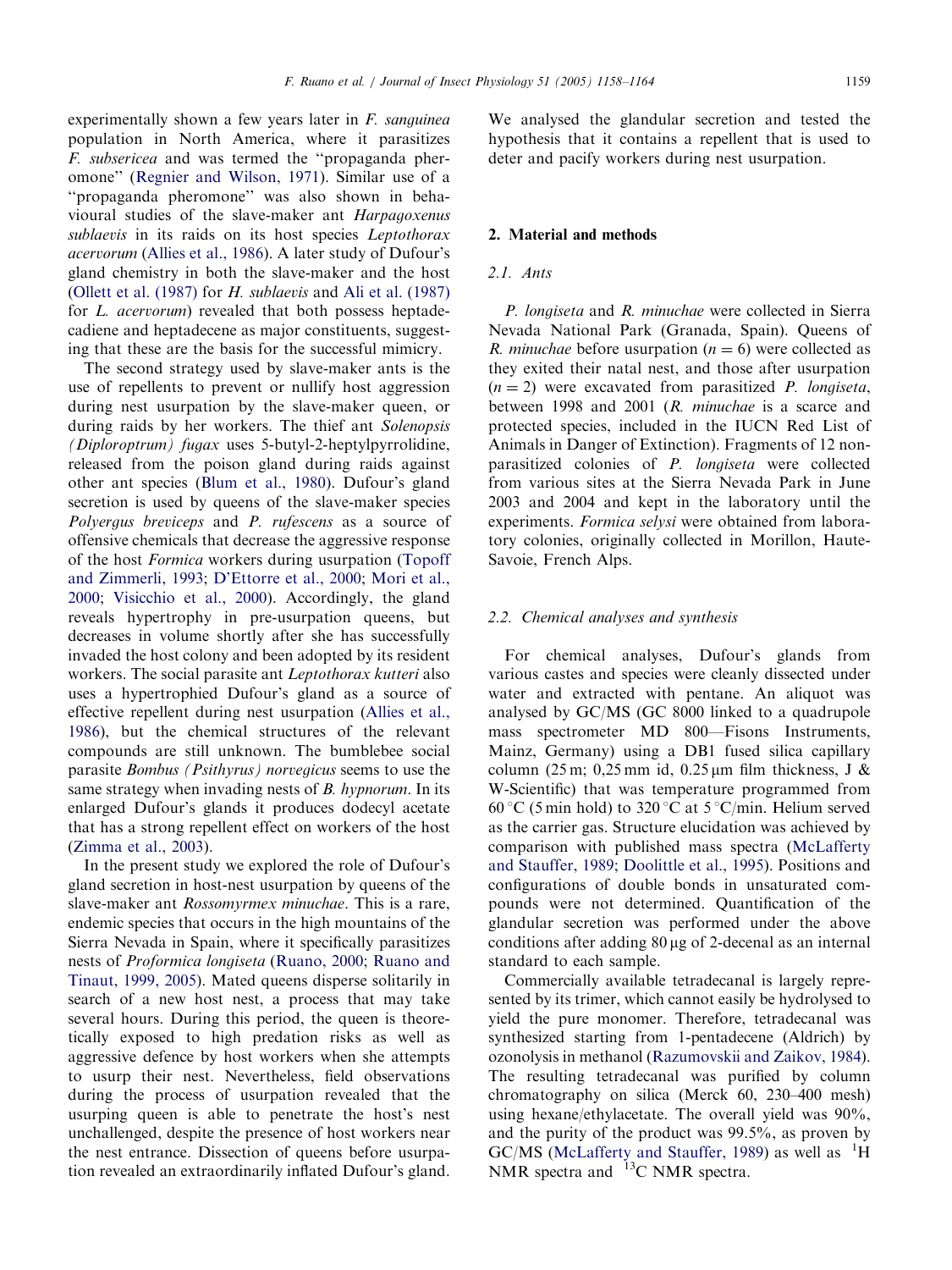experimentally shown a few years later in *F. sanguinea* population in North America, where it parasitizes *F. subsericea* and was termed the "propaganda pheromone" (Regnier and Wilson, 1971). Similar use of a "propaganda pheromone" was also shown in behavioural studies of the slave-maker ant *Harpagoxenus sublaevis* in its raids on its host species *Leptothorax acervorum* (Allies et al., 1986). A later study of Dufour's gland chemistry in both the slave-maker and the host (Ollett et al. (1987) for *H. sublaevis* and Ali et al. (1987) for *L. acervorum*) revealed that both possess heptadecadiene and heptadecene as major constituents, suggesting that these are the basis for the successful mimicry.

The second strategy used by slave-maker ants is the use of repellents to prevent or nullify host aggression during nest usurpation by the slave-maker queen, or during raids by her workers. The thief ant *Solenopsis (Diploroptrum) fugax* uses 5-butyl-2-heptylpyrrolidine, released from the poison gland during raids against other ant species (Blum et al., 1980). Dufour's gland secretion is used by queens of the slave-maker species *Polyergus breviceps* and *P. rufescens* as a source of offensive chemicals that decrease the aggressive response of the host *Formica* workers during usurpation (Topoff and Zimmerli, 1993; D'Ettorre et al., 2000; Mori et al., 2000; Visicchio et al., 2000). Accordingly, the gland reveals hypertrophy in pre-usurpation queens, but decreases in volume shortly after she has successfully invaded the host colony and been adopted by its resident workers. The social parasite ant *Leptothorax kutteri* also uses a hypertrophied Dufour's gland as a source of effective repellent during nest usurpation (Allies et al., 1986), but the chemical structures of the relevant compounds are still unknown. The bumblebee social parasite *Bombus (Psithyrus) norvegicus* seems to use the same strategy when invading nests of *B. hypnorum*. In its enlarged Dufour's glands it produces dodecyl acetate that has a strong repellent effect on workers of the host (Zimma et al., 2003).

In the present study we explored the role of Dufour's gland secretion in host-nest usurpation by queens of the slave-maker ant *Rossomyrmex minuchae*. This is a rare, endemic species that occurs in the high mountains of the Sierra Nevada in Spain, where it specifically parasitizes nests of *Proformica longiseta* (Ruano, 2000; Ruano and Tinaut, 1999, 2005). Mated queens disperse solitarily in search of a new host nest, a process that may take several hours. During this period, the queen is theoretically exposed to high predation risks as well as aggressive defence by host workers when she attempts to usurp their nest. Nevertheless, field observations during the process of usurpation revealed that the usurping queen is able to penetrate the host's nest unchallenged, despite the presence of host workers near the nest entrance. Dissection of queens before usurpation revealed an extraordinarily inflated Dufour's gland. We analysed the glandular secretion and tested the hypothesis that it contains a repellent that is used to deter and pacify workers during nest usurpation.

## 2. Material and methods

### 2.1. Ants

*P. longiseta* and *R. minuchae* were collected in Sierra Nevada National Park (Granada, Spain). Queens of *R. minuchae* before usurpation ($n = 6$) were collected as they exited their natal nest, and those after usurpation ($n = 2$) were excavated from parasitized *P. longiseta*, between 1998 and 2001 (*R. minuchae* is a scarce and protected species, included in the IUCN Red List of Animals in Danger of Extinction). Fragments of 12 non-parasitized colonies of *P. longiseta* were collected from various sites at the Sierra Nevada Park in June 2003 and 2004 and kept in the laboratory until the experiments. *Formica selysi* were obtained from laboratory colonies, originally collected in Morillon, Haute-Savoie, French Alps.

### 2.2. Chemical analyses and synthesis

For chemical analyses, Dufour's glands from various castes and species were cleanly dissected under water and extracted with pentane. An aliquot was analysed by GC/MS (GC 8000 linked to a quadrupole mass spectrometer MD 800—Fisons Instruments, Mainz, Germany) using a DB1 fused silica capillary column (25 m; 0,25 mm id, 0.25 μm film thickness, J & W-Scientific) that was temperature programmed from 60 °C (5 min hold) to 320 °C at 5 °C/min. Helium served as the carrier gas. Structure elucidation was achieved by comparison with published mass spectra (McLafferty and Stauffer, 1989; Doolittle et al., 1995). Positions and configurations of double bonds in unsaturated compounds were not determined. Quantification of the glandular secretion was performed under the above conditions after adding 80 μg of 2-decenal as an internal standard to each sample.

Commercially available tetradecanal is largely represented by its trimer, which cannot easily be hydrolysed to yield the pure monomer. Therefore, tetradecanal was synthesized starting from 1-pentadecene (Aldrich) by ozonolysis in methanol (Razumovskii and Zaikov, 1984). The resulting tetradecanal was purified by column chromatography on silica (Merck 60, 230–400 mesh) using hexane/ethylacetate. The overall yield was 90%, and the purity of the product was 99.5%, as proven by GC/MS (McLafferty and Stauffer, 1989) as well as $^{1}$H NMR spectra and $^{13}$C NMR spectra.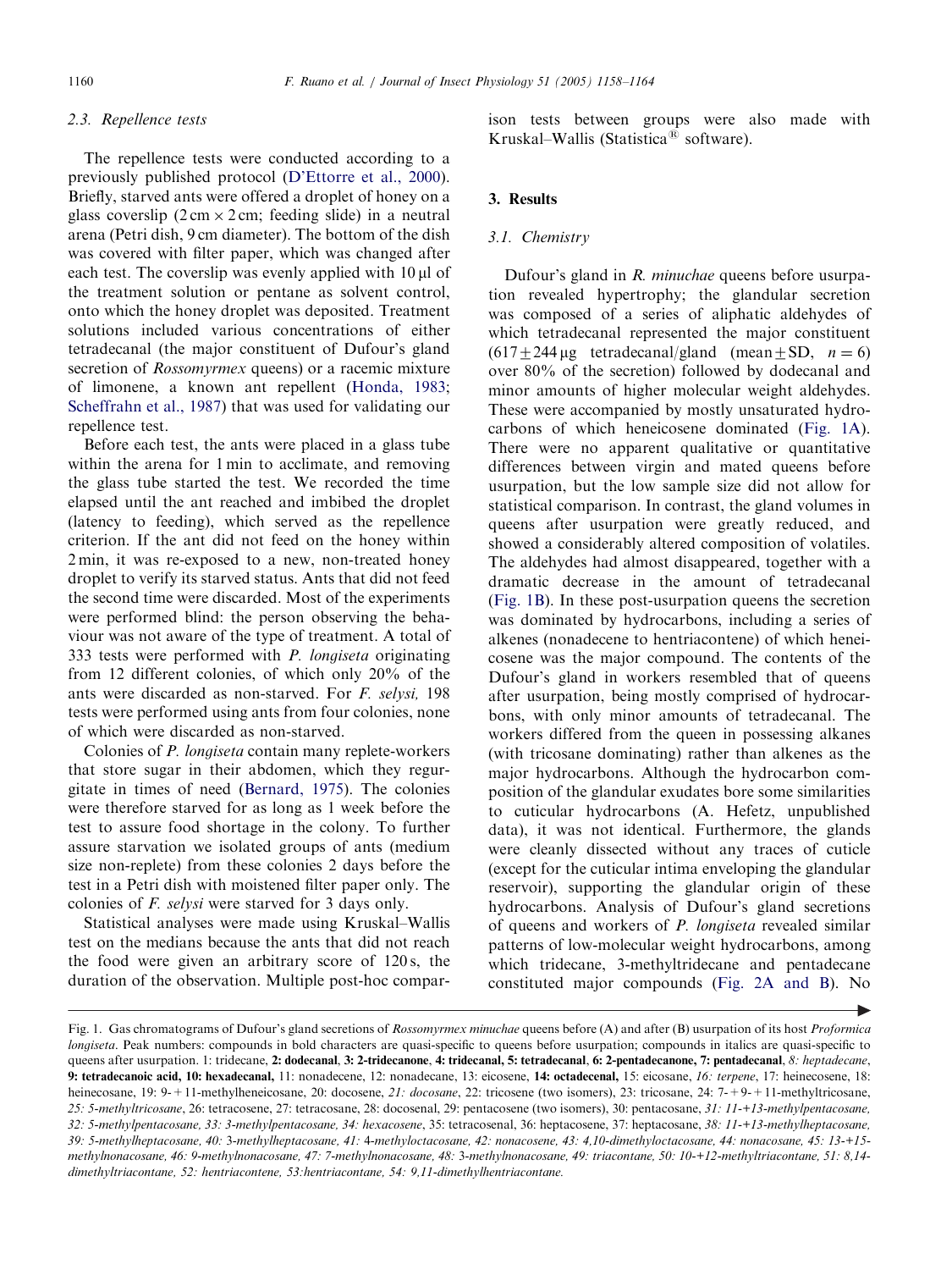### 2.3. Repellence tests

The repellence tests were conducted according to a previously published protocol (D'Ettorre et al., 2000). Briefly, starved ants were offered a droplet of honey on a glass coverslip ($2\,cm \times 2\,cm$; feeding slide) in a neutral arena (Petri dish, 9 cm diameter). The bottom of the dish was covered with filter paper, which was changed after each test. The coverslip was evenly applied with $10\,\mu l$ of the treatment solution or pentane as solvent control, onto which the honey droplet was deposited. Treatment solutions included various concentrations of either tetradecanal (the major constituent of Dufour's gland secretion of *Rossomyrmex* queens) or a racemic mixture of limonene, a known ant repellent (Honda, 1983; Scheffrahn et al., 1987) that was used for validating our repellence test.

Before each test, the ants were placed in a glass tube within the arena for 1 min to acclimate, and removing the glass tube started the test. We recorded the time elapsed until the ant reached and imbibed the droplet (latency to feeding), which served as the repellence criterion. If the ant did not feed on the honey within 2 min, it was re-exposed to a new, non-treated honey droplet to verify its starved status. Ants that did not feed the second time were discarded. Most of the experiments were performed blind: the person observing the behaviour was not aware of the type of treatment. A total of 333 tests were performed with *P. longiseta* originating from 12 different colonies, of which only 20% of the ants were discarded as non-starved. For *F. selysi,* 198 tests were performed using ants from four colonies, none of which were discarded as non-starved.

Colonies of *P. longiseta* contain many replete-workers that store sugar in their abdomen, which they regurgitate in times of need (Bernard, 1975). The colonies were therefore starved for as long as 1 week before the test to assure food shortage in the colony. To further assure starvation we isolated groups of ants (medium size non-replete) from these colonies 2 days before the test in a Petri dish with moistened filter paper only. The colonies of *F. selysi* were starved for 3 days only.

Statistical analyses were made using Kruskal–Wallis test on the medians because the ants that did not reach the food were given an arbitrary score of 120 s, the duration of the observation. Multiple post-hoc comparison tests between groups were also made with Kruskal–Wallis (Statistica® software).

## 3. Results

### 3.1. Chemistry

Dufour's gland in *R. minuchae* queens before usurpation revealed hypertrophy; the glandular secretion was composed of a series of aliphatic aldehydes of which tetradecanal represented the major constituent ($617 \pm 244\,\mu g$ tetradecanal/gland (mean $\pm$ SD, $n = 6$) over 80% of the secretion) followed by dodecanal and minor amounts of higher molecular weight aldehydes. These were accompanied by mostly unsaturated hydrocarbons of which heneicosene dominated (Fig. 1A). There were no apparent qualitative or quantitative differences between virgin and mated queens before usurpation, but the low sample size did not allow for statistical comparison. In contrast, the gland volumes in queens after usurpation were greatly reduced, and showed a considerably altered composition of volatiles. The aldehydes had almost disappeared, together with a dramatic decrease in the amount of tetradecanal (Fig. 1B). In these post-usurpation queens the secretion was dominated by hydrocarbons, including a series of alkenes (nonadecene to hentriacontene) of which heneicosene was the major compound. The contents of the Dufour's gland in workers resembled that of queens after usurpation, being mostly comprised of hydrocarbons, with only minor amounts of tetradecanal. The workers differed from the queen in possessing alkanes (with tricosane dominating) rather than alkenes as the major hydrocarbons. Although the hydrocarbon composition of the glandular exudates bore some similarities to cuticular hydrocarbons (A. Hefetz, unpublished data), it was not identical. Furthermore, the glands were cleanly dissected without any traces of cuticle (except for the cuticular intima enveloping the glandular reservoir), supporting the glandular origin of these hydrocarbons. Analysis of Dufour's gland secretions of queens and workers of *P. longiseta* revealed similar patterns of low-molecular weight hydrocarbons, among which tridecane, 3-methyltridecane and pentadecane constituted major compounds (Fig. 2A and B). No

Fig. 1. Gas chromatograms of Dufour's gland secretions of *Rossomyrmex minuchae* queens before (A) and after (B) usurpation of its host *Proformica longiseta*. Peak numbers: compounds in bold characters are quasi-specific to queens before usurpation; compounds in italics are quasi-specific to queens after usurpation. 1: tridecane, **2: dodecanal**, **3: 2-tridecanone**, **4: tridecanal**, **5: tetradecanal**, **6: 2-pentadecanone**, **7: pentadecanal**, *8: heptadecane*, **9: tetradecanoic acid**, **10: hexadecanal**, 11: nonadecene, 12: nonadecane, 13: eicosene, **14: octadecenal,** 15: eicosane, *16: terpene*, 17: heinecosene, 18: heinecosane, 19: 9- + 11-methylheneicosane, 20: docosene, *21: docosane*, 22: tricosene (two isomers), 23: tricosane, 24: 7- + 9- + 11-methyltricosane, *25: 5-methyltricosane*, 26: tetracosene, 27: tetracosane, 28: docosenal, 29: pentacosene (two isomers), 30: pentacosane, *31: 11-+13-methylpentacosane, 32: 5-methylpentacosane, 33: 3-methylpentacosane, 34: hexacosene*, 35: tetracosenal, 36: heptacosene, 37: heptacosane, *38: 11-+13-methylheptacosane, 39: 5-methylheptacosane, 40: 3-methylheptacosane, 41: 4-methyloctacosane, 42: nonacosene, 43: 4,10-dimethyloctacosane, 44: nonacosane, 45: 13-+15-methylnonacosane, 46: 9-methylnonacosane, 47: 7-methylnonacosane, 48: 3-methylnonacosane, 49: triacontane, 50: 10-+12-methyltriacontane, 51: 8,14-dimethyltriacontane, 52: hentriacontene, 53:hentriacontane, 54: 9,11-dimethylhentriacontane.*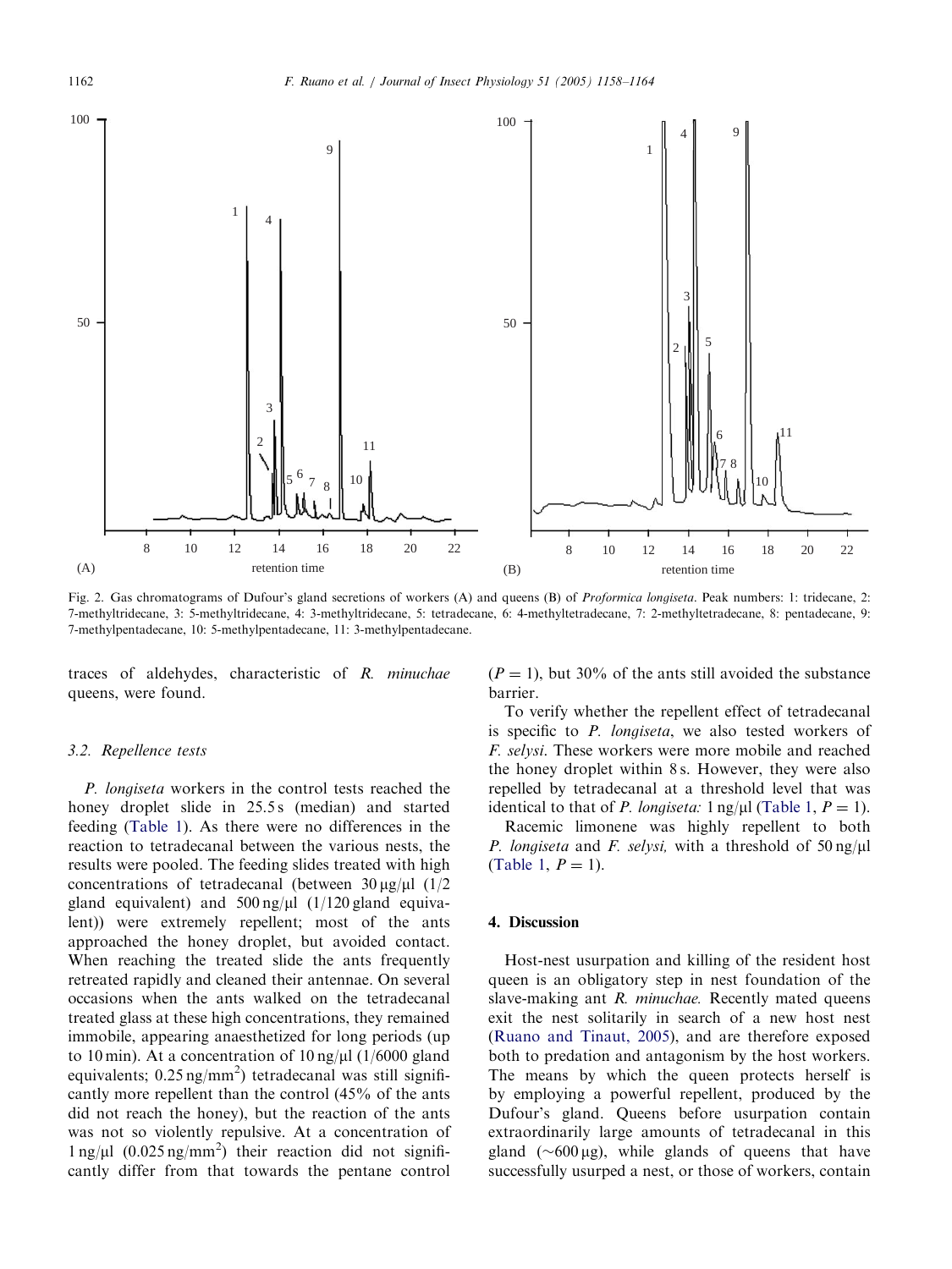Fig. 2. Gas chromatograms of Dufour's gland secretions of workers (A) and queens (B) of *Proformica longiseta*. Peak numbers: 1: tridecane, 2: 7-methyltridecane, 3: 5-methyltridecane, 4: 3-methyltridecane, 5: tetradecane, 6: 4-methyltetradecane, 7: 2-methyltetradecane, 8: pentadecane, 9: 7-methylpentadecane, 10: 5-methylpentadecane, 11: 3-methylpentadecane.

traces of aldehydes, characteristic of *R. minuchae* queens, were found.

### 3.2. Repellence tests

*P. longiseta* workers in the control tests reached the honey droplet slide in 25.5 s (median) and started feeding (Table 1). As there were no differences in the reaction to tetradecanal between the various nests, the results were pooled. The feeding slides treated with high concentrations of tetradecanal (between 30 μg/μl (1/2 gland equivalent) and 500 ng/μl (1/120 gland equivalent)) were extremely repellent; most of the ants approached the honey droplet, but avoided contact. When reaching the treated slide the ants frequently retreated rapidly and cleaned their antennae. On several occasions when the ants walked on the tetradecanal treated glass at these high concentrations, they remained immobile, appearing anaesthetized for long periods (up to 10 min). At a concentration of 10 ng/μl (1/6000 gland equivalents; 0.25 ng/mm$^2$) tetradecanal was still significantly more repellent than the control (45% of the ants did not reach the honey), but the reaction of the ants was not so violently repulsive. At a concentration of 1 ng/μl (0.025 ng/mm$^2$) their reaction did not significantly differ from that towards the pentane control ($P = 1$), but 30% of the ants still avoided the substance barrier.

To verify whether the repellent effect of tetradecanal is specific to *P. longiseta*, we also tested workers of *F. selysi*. These workers were more mobile and reached the honey droplet within 8 s. However, they were also repelled by tetradecanal at a threshold level that was identical to that of *P. longiseta:* 1 ng/μl (Table 1, $P = 1$).

Racemic limonene was highly repellent to both *P. longiseta* and *F. selysi,* with a threshold of 50 ng/μl (Table 1, $P = 1$).

## 4. Discussion

Host-nest usurpation and killing of the resident host queen is an obligatory step in nest foundation of the slave-making ant *R. minuchae*. Recently mated queens exit the nest solitarily in search of a new host nest (Ruano and Tinaut, 2005), and are therefore exposed both to predation and antagonism by the host workers. The means by which the queen protects herself is by employing a powerful repellent, produced by the Dufour's gland. Queens before usurpation contain extraordinarily large amounts of tetradecanal in this gland (~600 μg), while glands of queens that have successfully usurped a nest, or those of workers, contain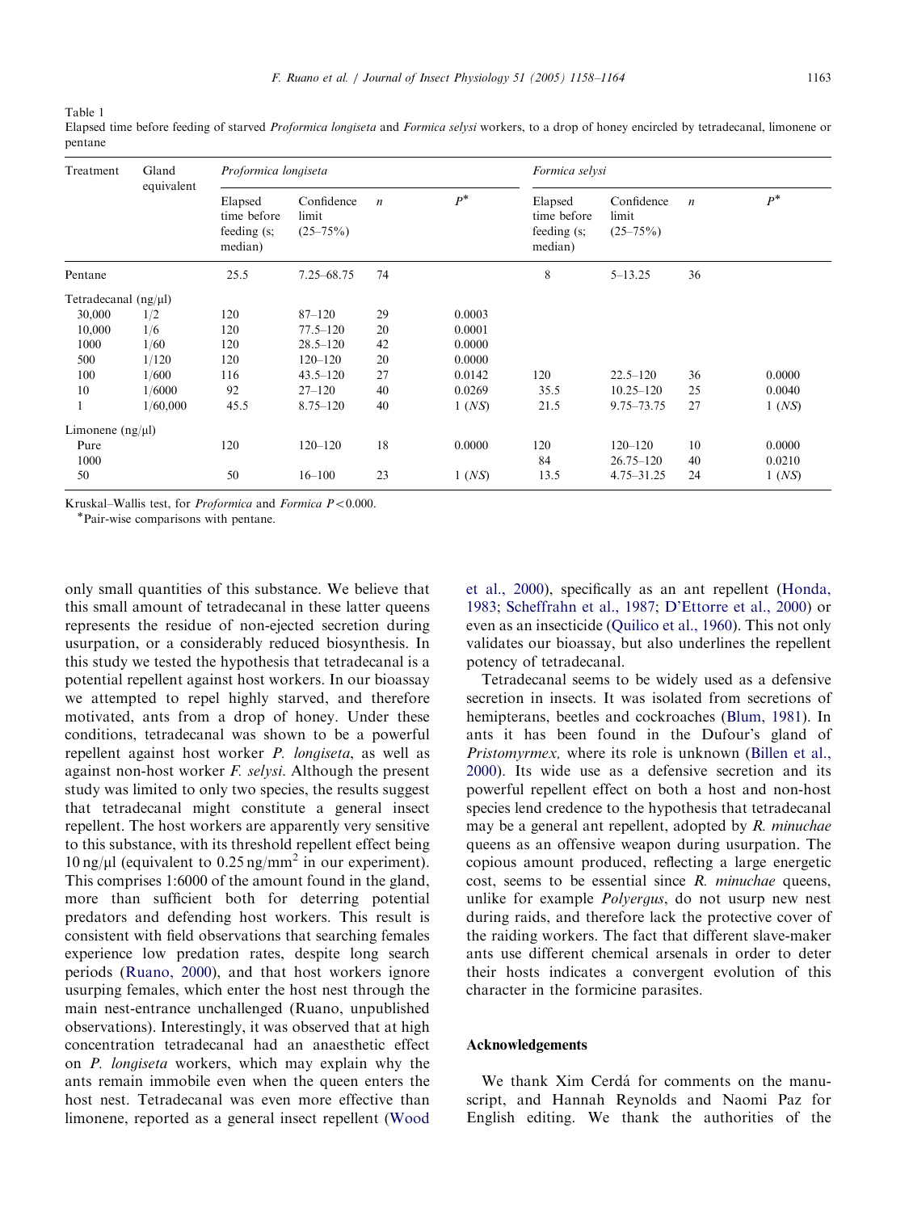Table 1
Elapsed time before feeding of starved *Proformica longiseta* and *Formica selysi* workers, to a drop of honey encircled by tetradecanal, limonene or pentane

| Treatment | Gland equivalent | *Proformica longiseta* | | | | *Formica selysi* | | | |
|---|---|---|---|---|---|---|---|---|---|
| | | Elapsed time before feeding (s; median) | Confidence limit (25–75%) | *n* | *P*\* | Elapsed time before feeding (s; median) | Confidence limit (25–75%) | *n* | *P*\* |
| Pentane | | 25.5 | 7.25–68.75 | 74 | | 8 | 5–13.25 | 36 | |
| Tetradecanal (ng/μl) | | | | | | | | | |
| 30,000 | 1/2 | 120 | 87–120 | 29 | 0.0003 | | | | |
| 10,000 | 1/6 | 120 | 77.5–120 | 20 | 0.0001 | | | | |
| 1000 | 1/60 | 120 | 28.5–120 | 42 | 0.0000 | | | | |
| 500 | 1/120 | 120 | 120–120 | 20 | 0.0000 | | | | |
| 100 | 1/600 | 116 | 43.5–120 | 27 | 0.0142 | 120 | 22.5–120 | 36 | 0.0000 |
| 10 | 1/6000 | 92 | 27–120 | 40 | 0.0269 | 35.5 | 10.25–120 | 25 | 0.0040 |
| 1 | 1/60,000 | 45.5 | 8.75–120 | 40 | 1 (*NS*) | 21.5 | 9.75–73.75 | 27 | 1 (*NS*) |
| Limonene (ng/μl) | | | | | | | | | |
| Pure | | 120 | 120–120 | 18 | 0.0000 | 120 | 120–120 | 10 | 0.0000 |
| 1000 | | | | | | 84 | 26.75–120 | 40 | 0.0210 |
| 50 | | 50 | 16–100 | 23 | 1 (*NS*) | 13.5 | 4.75–31.25 | 24 | 1 (*NS*) |

Kruskal–Wallis test, for *Proformica* and *Formica* $P < 0.000$.
\*Pair-wise comparisons with pentane.

only small quantities of this substance. We believe that this small amount of tetradecanal in these latter queens represents the residue of non-ejected secretion during usurpation, or a considerably reduced biosynthesis. In this study we tested the hypothesis that tetradecanal is a potential repellent against host workers. In our bioassay we attempted to repel highly starved, and therefore motivated, ants from a drop of honey. Under these conditions, tetradecanal was shown to be a powerful repellent against host worker *P. longiseta*, as well as against non-host worker *F. selysi*. Although the present study was limited to only two species, the results suggest that tetradecanal might constitute a general insect repellent. The host workers are apparently very sensitive to this substance, with its threshold repellent effect being 10 ng/μl (equivalent to 0.25 ng/mm$^2$ in our experiment). This comprises 1:6000 of the amount found in the gland, more than sufficient both for deterring potential predators and defending host workers. This result is consistent with field observations that searching females experience low predation rates, despite long search periods (Ruano, 2000), and that host workers ignore usurping females, which enter the host nest through the main nest-entrance unchallenged (Ruano, unpublished observations). Interestingly, it was observed that at high concentration tetradecanal had an anaesthetic effect on *P. longiseta* workers, which may explain why the ants remain immobile even when the queen enters the host nest. Tetradecanal was even more effective than limonene, reported as a general insect repellent (Wood et al., 2000), specifically as an ant repellent (Honda, 1983; Scheffrahn et al., 1987; D'Ettorre et al., 2000) or even as an insecticide (Quilico et al., 1960). This not only validates our bioassay, but also underlines the repellent potency of tetradecanal.

Tetradecanal seems to be widely used as a defensive secretion in insects. It was isolated from secretions of hemipterans, beetles and cockroaches (Blum, 1981). In ants it has been found in the Dufour's gland of *Pristomyrmex,* where its role is unknown (Billen et al., 2000). Its wide use as a defensive secretion and its powerful repellent effect on both a host and non-host species lend credence to the hypothesis that tetradecanal may be a general ant repellent, adopted by *R. minuchae* queens as an offensive weapon during usurpation. The copious amount produced, reflecting a large energetic cost, seems to be essential since *R. minuchae* queens, unlike for example *Polyergus*, do not usurp new nest during raids, and therefore lack the protective cover of the raiding workers. The fact that different slave-maker ants use different chemical arsenals in order to deter their hosts indicates a convergent evolution of this character in the formicine parasites.

## Acknowledgements

We thank Xim Cerdá for comments on the manuscript, and Hannah Reynolds and Naomi Paz for English editing. We thank the authorities of the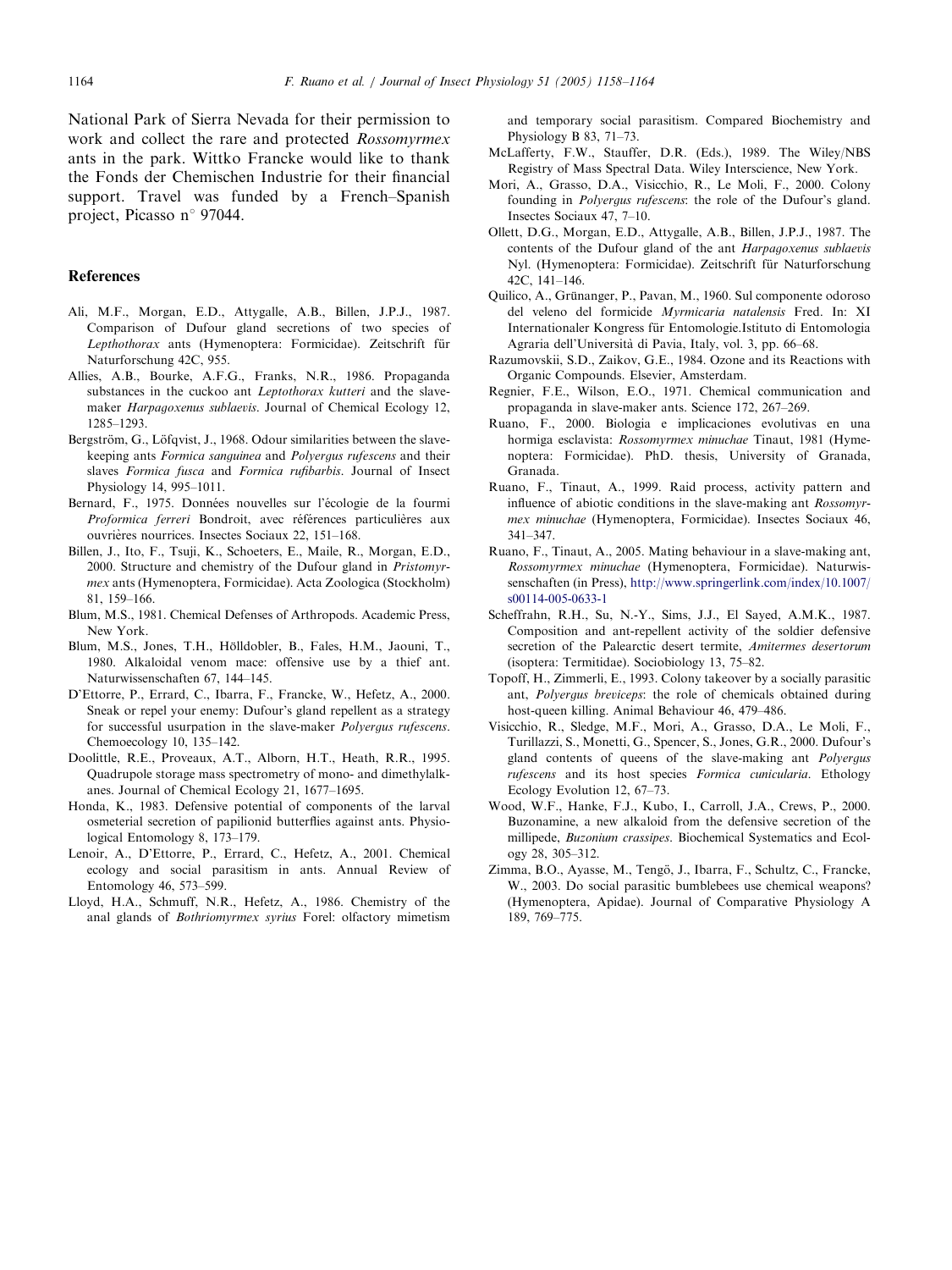National Park of Sierra Nevada for their permission to work and collect the rare and protected *Rossomyrmex* ants in the park. Wittko Francke would like to thank the Fonds der Chemischen Industrie for their financial support. Travel was funded by a French–Spanish project, Picasso n° 97044.

## References

Ali, M.F., Morgan, E.D., Attygalle, A.B., Billen, J.P.J., 1987. Comparison of Dufour gland secretions of two species of *Lepthothorax* ants (Hymenoptera: Formicidae). Zeitschrift für Naturforschung 42C, 955.

Allies, A.B., Bourke, A.F.G., Franks, N.R., 1986. Propaganda substances in the cuckoo ant *Leptothorax kutteri* and the slave-maker *Harpagoxenus sublaevis*. Journal of Chemical Ecology 12, 1285–1293.

Bergström, G., Löfqvist, J., 1968. Odour similarities between the slave-keeping ants *Formica sanguinea* and *Polyergus rufescens* and their slaves *Formica fusca* and *Formica rufibarbis*. Journal of Insect Physiology 14, 995–1011.

Bernard, F., 1975. Données nouvelles sur l'écologie de la fourmi *Proformica ferreri* Bondroit, avec références particulières aux ouvrières nourrices. Insectes Sociaux 22, 151–168.

Billen, J., Ito, F., Tsuji, K., Schoeters, E., Maile, R., Morgan, E.D., 2000. Structure and chemistry of the Dufour gland in *Pristomyrmex* ants (Hymenoptera, Formicidae). Acta Zoologica (Stockholm) 81, 159–166.

Blum, M.S., 1981. Chemical Defenses of Arthropods. Academic Press, New York.

Blum, M.S., Jones, T.H., Hölldobler, B., Fales, H.M., Jaouni, T., 1980. Alkaloidal venom mace: offensive use by a thief ant. Naturwissenschaften 67, 144–145.

D'Ettorre, P., Errard, C., Ibarra, F., Francke, W., Hefetz, A., 2000. Sneak or repel your enemy: Dufour's gland repellent as a strategy for successful usurpation in the slave-maker *Polyergus rufescens*. Chemoecology 10, 135–142.

Doolittle, R.E., Proveaux, A.T., Alborn, H.T., Heath, R.R., 1995. Quadrupole storage mass spectrometry of mono- and dimethylalkanes. Journal of Chemical Ecology 21, 1677–1695.

Honda, K., 1983. Defensive potential of components of the larval osmeterial secretion of papilionid butterflies against ants. Physiological Entomology 8, 173–179.

Lenoir, A., D'Ettorre, P., Errard, C., Hefetz, A., 2001. Chemical ecology and social parasitism in ants. Annual Review of Entomology 46, 573–599.

Lloyd, H.A., Schmuff, N.R., Hefetz, A., 1986. Chemistry of the anal glands of *Bothriomyrmex syrius* Forel: olfactory mimetism and temporary social parasitism. Compared Biochemistry and Physiology B 83, 71–73.

McLafferty, F.W., Stauffer, D.R. (Eds.), 1989. The Wiley/NBS Registry of Mass Spectral Data. Wiley Interscience, New York.

Mori, A., Grasso, D.A., Visicchio, R., Le Moli, F., 2000. Colony founding in *Polyergus rufescens*: the role of the Dufour's gland. Insectes Sociaux 47, 7–10.

Ollett, D.G., Morgan, E.D., Attygalle, A.B., Billen, J.P.J., 1987. The contents of the Dufour gland of the ant *Harpagoxenus sublaevis* Nyl. (Hymenoptera: Formicidae). Zeitschrift für Naturforschung 42C, 141–146.

Quilico, A., Grünanger, P., Pavan, M., 1960. Sul componente odoroso del veleno del formicide *Myrmicaria natalensis* Fred. In: XI Internationaler Kongress für Entomologie.Istituto di Entomologia Agraria dell'Università di Pavia, Italy, vol. 3, pp. 66–68.

Razumovskii, S.D., Zaikov, G.E., 1984. Ozone and its Reactions with Organic Compounds. Elsevier, Amsterdam.

Regnier, F.E., Wilson, E.O., 1971. Chemical communication and propaganda in slave-maker ants. Science 172, 267–269.

Ruano, F., 2000. Biologia e implicaciones evolutivas en una hormiga esclavista: *Rossomyrmex minuchae* Tinaut, 1981 (Hymenoptera: Formicidae). PhD. thesis, University of Granada, Granada.

Ruano, F., Tinaut, A., 1999. Raid process, activity pattern and influence of abiotic conditions in the slave-making ant *Rossomyrmex minuchae* (Hymenoptera, Formicidae). Insectes Sociaux 46, 341–347.

Ruano, F., Tinaut, A., 2005. Mating behaviour in a slave-making ant, *Rossomyrmex minuchae* (Hymenoptera, Formicidae). Naturwissenschaften (in Press), http://www.springerlink.com/index/10.1007/s00114-005-0633-1

Scheffrahn, R.H., Su, N.-Y., Sims, J.J., El Sayed, A.M.K., 1987. Composition and ant-repellent activity of the soldier defensive secretion of the Palearctic desert termite, *Amitermes desertorum* (isoptera: Termitidae). Sociobiology 13, 75–82.

Topoff, H., Zimmerli, E., 1993. Colony takeover by a socially parasitic ant, *Polyergus breviceps*: the role of chemicals obtained during host-queen killing. Animal Behaviour 46, 479–486.

Visicchio, R., Sledge, M.F., Mori, A., Grasso, D.A., Le Moli, F., Turillazzi, S., Monetti, G., Spencer, S., Jones, G.R., 2000. Dufour's gland contents of queens of the slave-making ant *Polyergus rufescens* and its host species *Formica cunicularia*. Ethology Ecology Evolution 12, 67–73.

Wood, W.F., Hanke, F.J., Kubo, I., Carroll, J.A., Crews, P., 2000. Buzonamine, a new alkaloid from the defensive secretion of the millipede, *Buzonium crassipes*. Biochemical Systematics and Ecology 28, 305–312.

Zimma, B.O., Ayasse, M., Tengö, J., Ibarra, F., Schultz, C., Francke, W., 2003. Do social parasitic bumblebees use chemical weapons? (Hymenoptera, Apidae). Journal of Comparative Physiology A 189, 769–775.